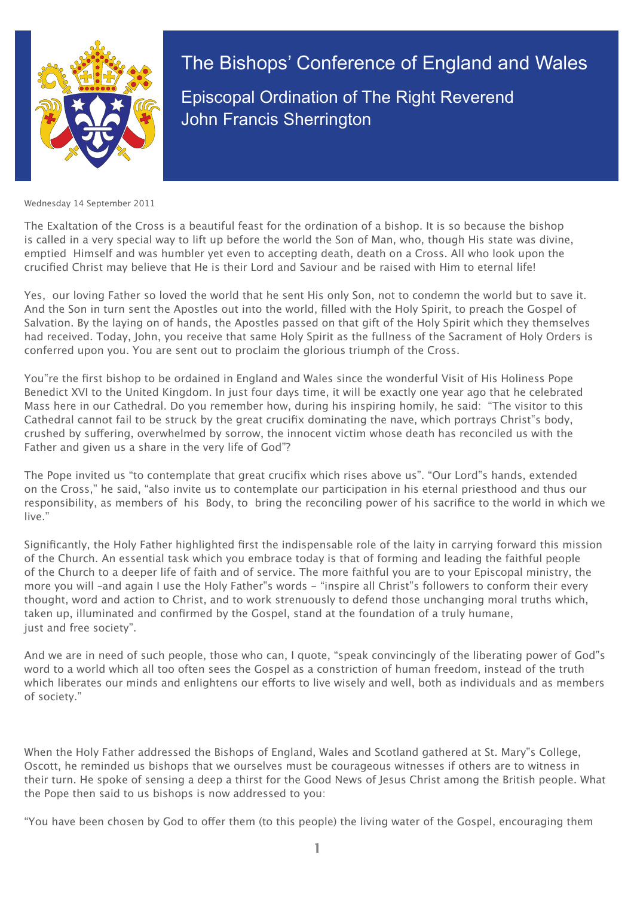# The Bishops' Conference of England and Wales

## Episcopal Ordination of The Right Reverend John Francis Sherrington

Wednesday 14 September 2011

The Exaltation of the Cross is a beautiful feast for the ordination of a bishop. It is so because the bishop is called in a very special way to lift up before the world the Son of Man, who, though His state was divine, emptied Himself and was humbler yet even to accepting death, death on a Cross. All who look upon the crucified Christ may believe that He is their Lord and Saviour and be raised with Him to eternal life!

Yes, our loving Father so loved the world that he sent His only Son, not to condemn the world but to save it. And the Son in turn sent the Apostles out into the world, filled with the Holy Spirit, to preach the Gospel of Salvation. By the laying on of hands, the Apostles passed on that gift of the Holy Spirit which they themselves had received. Today, John, you receive that same Holy Spirit as the fullness of the Sacrament of Holy Orders is conferred upon you. You are sent out to proclaim the glorious triumph of the Cross.

You"re the first bishop to be ordained in England and Wales since the wonderful Visit of His Holiness Pope Benedict XVI to the United Kingdom. In just four days time, it will be exactly one year ago that he celebrated Mass here in our Cathedral. Do you remember how, during his inspiring homily, he said: "The visitor to this Cathedral cannot fail to be struck by the great crucifix dominating the nave, which portrays Christ"s body, crushed by suffering, overwhelmed by sorrow, the innocent victim whose death has reconciled us with the Father and given us a share in the very life of God"?

The Pope invited us "to contemplate that great crucifix which rises above us". "Our Lord"s hands, extended on the Cross," he said, "also invite us to contemplate our participation in his eternal priesthood and thus our responsibility, as members of his Body, to bring the reconciling power of his sacrifice to the world in which we live."

Significantly, the Holy Father highlighted first the indispensable role of the laity in carrying forward this mission of the Church. An essential task which you embrace today is that of forming and leading the faithful people of the Church to a deeper life of faith and of service. The more faithful you are to your Episcopal ministry, the more you will –and again I use the Holy Father"s words – "inspire all Christ"s followers to conform their every thought, word and action to Christ, and to work strenuously to defend those unchanging moral truths which, taken up, illuminated and confirmed by the Gospel, stand at the foundation of a truly humane, just and free society".

And we are in need of such people, those who can, I quote, "speak convincingly of the liberating power of God"s word to a world which all too often sees the Gospel as a constriction of human freedom, instead of the truth which liberates our minds and enlightens our efforts to live wisely and well, both as individuals and as members of society."

When the Holy Father addressed the Bishops of England, Wales and Scotland gathered at St. Mary"s College, Oscott, he reminded us bishops that we ourselves must be courageous witnesses if others are to witness in their turn. He spoke of sensing a deep a thirst for the Good News of Jesus Christ among the British people. What the Pope then said to us bishops is now addressed to you:

"You have been chosen by God to offer them (to this people) the living water of the Gospel, encouraging them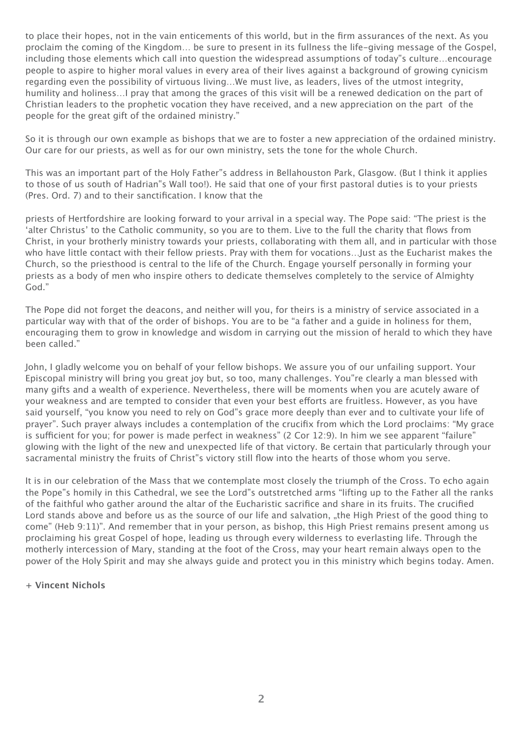to place their hopes, not in the vain enticements of this world, but in the firm assurances of the next. As you proclaim the coming of the Kingdom… be sure to present in its fullness the life-giving message of the Gospel, including those elements which call into question the widespread assumptions of today"s culture…encourage people to aspire to higher moral values in every area of their lives against a background of growing cynicism regarding even the possibility of virtuous living…We must live, as leaders, lives of the utmost integrity, humility and holiness…I pray that among the graces of this visit will be a renewed dedication on the part of Christian leaders to the prophetic vocation they have received, and a new appreciation on the part of the people for the great gift of the ordained ministry."

So it is through our own example as bishops that we are to foster a new appreciation of the ordained ministry. Our care for our priests, as well as for our own ministry, sets the tone for the whole Church.

This was an important part of the Holy Father"s address in Bellahouston Park, Glasgow. (But I think it applies to those of us south of Hadrian"s Wall too!). He said that one of your first pastoral duties is to your priests (Pres. Ord. 7) and to their sanctification. I know that the

priests of Hertfordshire are looking forward to your arrival in a special way. The Pope said: "The priest is the 'alter Christus' to the Catholic community, so you are to them. Live to the full the charity that flows from Christ, in your brotherly ministry towards your priests, collaborating with them all, and in particular with those who have little contact with their fellow priests. Pray with them for vocations…Just as the Eucharist makes the Church, so the priesthood is central to the life of the Church. Engage yourself personally in forming your priests as a body of men who inspire others to dedicate themselves completely to the service of Almighty God."

The Pope did not forget the deacons, and neither will you, for theirs is a ministry of service associated in a particular way with that of the order of bishops. You are to be "a father and a guide in holiness for them, encouraging them to grow in knowledge and wisdom in carrying out the mission of herald to which they have been called."

John, I gladly welcome you on behalf of your fellow bishops. We assure you of our unfailing support. Your Episcopal ministry will bring you great joy but, so too, many challenges. You"re clearly a man blessed with many gifts and a wealth of experience. Nevertheless, there will be moments when you are acutely aware of your weakness and are tempted to consider that even your best efforts are fruitless. However, as you have said yourself, "you know you need to rely on God"s grace more deeply than ever and to cultivate your life of prayer". Such prayer always includes a contemplation of the crucifix from which the Lord proclaims: "My grace is sufficient for you; for power is made perfect in weakness" (2 Cor 12:9). In him we see apparent "failure" glowing with the light of the new and unexpected life of that victory. Be certain that particularly through your sacramental ministry the fruits of Christ"s victory still flow into the hearts of those whom you serve.

It is in our celebration of the Mass that we contemplate most closely the triumph of the Cross. To echo again the Pope"s homily in this Cathedral, we see the Lord"s outstretched arms "lifting up to the Father all the ranks of the faithful who gather around the altar of the Eucharistic sacrifice and share in its fruits. The crucified Lord stands above and before us as the source of our life and salvation, „the High Priest of the good thing to come" (Heb 9:11)". And remember that in your person, as bishop, this High Priest remains present among us proclaiming his great Gospel of hope, leading us through every wilderness to everlasting life. Through the motherly intercession of Mary, standing at the foot of the Cross, may your heart remain always open to the power of the Holy Spirit and may she always guide and protect you in this ministry which begins today. Amen.

**+ Vincent Nichols**